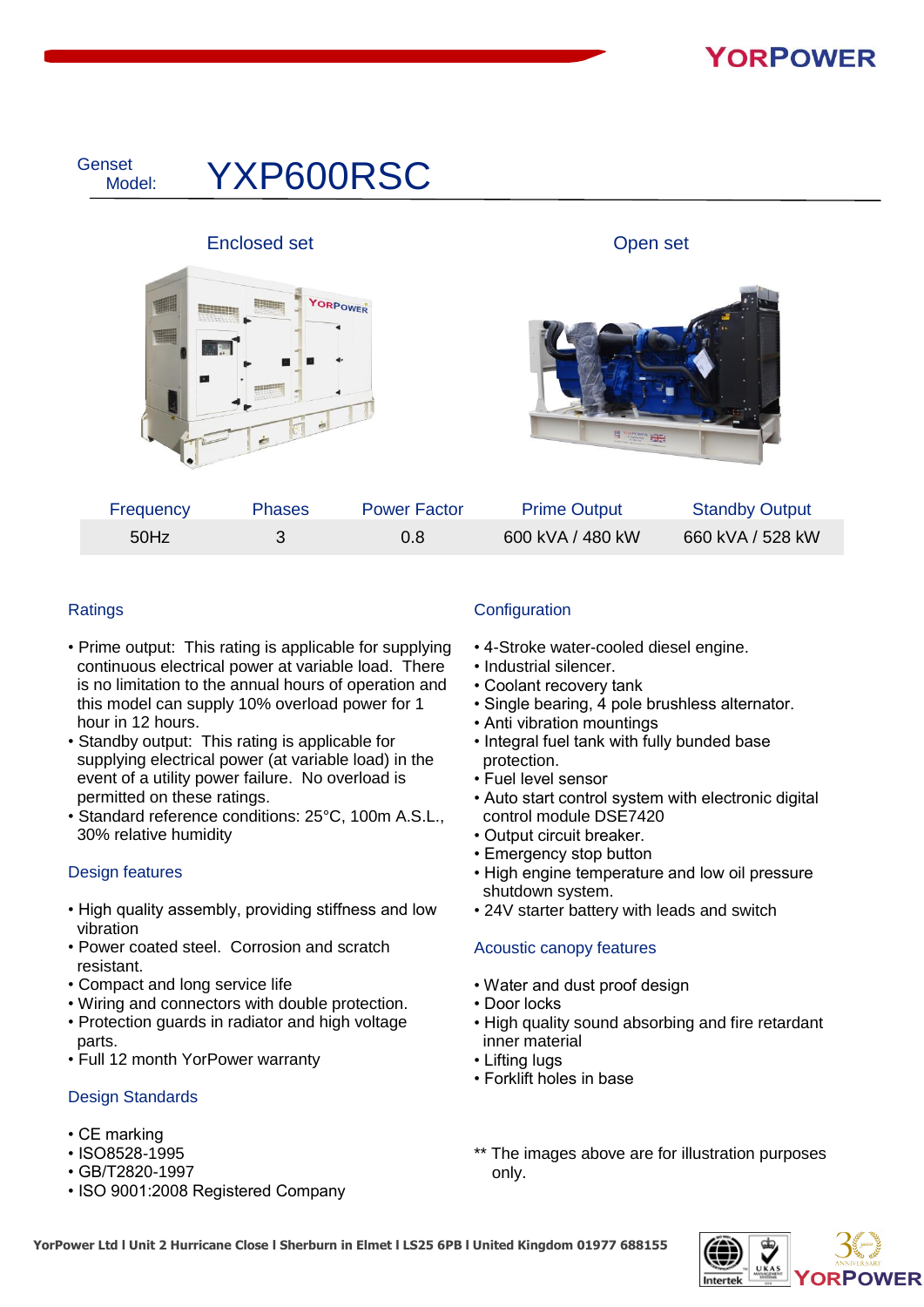# Genset Model: YXP600RSC

Enclosed set

Open set

| Frequency | Phases | Power Factor | Prime Output | Standby Output |
|---|---|---|---|---|
| 50Hz | 3 | 0.8 | 600 kVA / 480 kW | 660 kVA / 528 kW |

## Ratings

- Prime output: This rating is applicable for supplying continuous electrical power at variable load. There is no limitation to the annual hours of operation and this model can supply 10% overload power for 1 hour in 12 hours.
- Standby output: This rating is applicable for supplying electrical power (at variable load) in the event of a utility power failure. No overload is permitted on these ratings.
- Standard reference conditions: 25°C, 100m A.S.L., 30% relative humidity

## Design features

- High quality assembly, providing stiffness and low vibration
- Power coated steel. Corrosion and scratch resistant.
- Compact and long service life
- Wiring and connectors with double protection.
- Protection guards in radiator and high voltage parts.
- Full 12 month YorPower warranty

## Design Standards

- CE marking
- ISO8528-1995
- GB/T2820-1997
- ISO 9001:2008 Registered Company

## Configuration

- 4-Stroke water-cooled diesel engine.
- Industrial silencer.
- Coolant recovery tank
- Single bearing, 4 pole brushless alternator.
- Anti vibration mountings
- Integral fuel tank with fully bunded base protection.
- Fuel level sensor
- Auto start control system with electronic digital control module DSE7420
- Output circuit breaker.
- Emergency stop button
- High engine temperature and low oil pressure shutdown system.
- 24V starter battery with leads and switch

## Acoustic canopy features

- Water and dust proof design
- Door locks
- High quality sound absorbing and fire retardant inner material
- Lifting lugs
- Forklift holes in base

** The images above are for illustration purposes only.

YorPower Ltd l Unit 2 Hurricane Close l Sherburn in Elmet l LS25 6PB l United Kingdom 01977 688155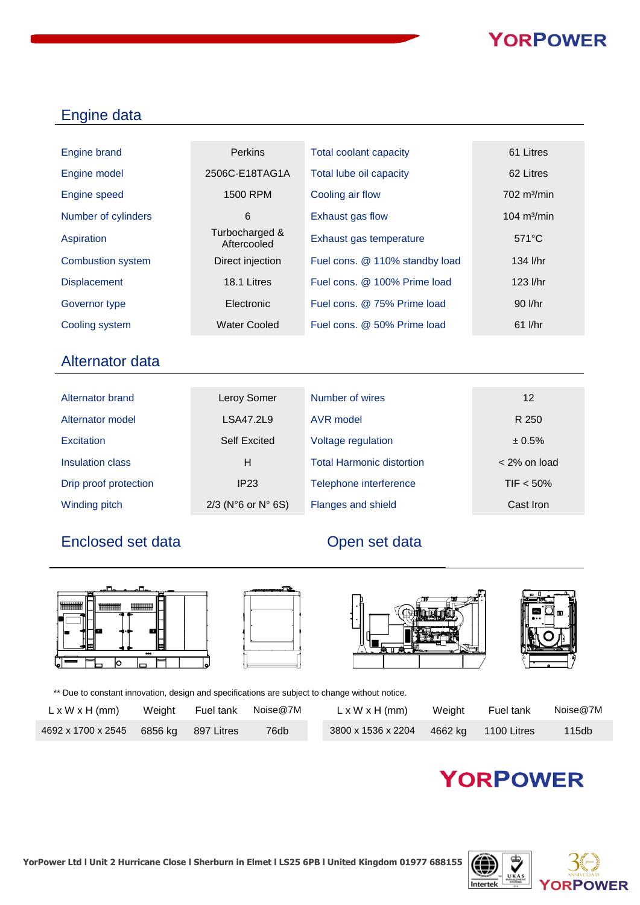## Engine data

| | | | |
|---|---|---|---|
| Engine brand | Perkins | Total coolant capacity | 61 Litres |
| Engine model | 2506C-E18TAG1A | Total lube oil capacity | 62 Litres |
| Engine speed | 1500 RPM | Cooling air flow | 702 m³/min |
| Number of cylinders | 6 | Exhaust gas flow | 104 m³/min |
| Aspiration | Turbocharged & Aftercooled | Exhaust gas temperature | 571°C |
| Combustion system | Direct injection | Fuel cons. @ 110% standby load | 134 l/hr |
| Displacement | 18.1 Litres | Fuel cons. @ 100% Prime load | 123 l/hr |
| Governor type | Electronic | Fuel cons. @ 75% Prime load | 90 l/hr |
| Cooling system | Water Cooled | Fuel cons. @ 50% Prime load | 61 l/hr |

## Alternator data

| | | | |
|---|---|---|---|
| Alternator brand | Leroy Somer | Number of wires | 12 |
| Alternator model | LSA47.2L9 | AVR model | R 250 |
| Excitation | Self Excited | Voltage regulation | ± 0.5% |
| Insulation class | H | Total Harmonic distortion | < 2% on load |
| Drip proof protection | IP23 | Telephone interference | TIF < 50% |
| Winding pitch | 2/3 (N°6 or N° 6S) | Flanges and shield | Cast Iron |

## Enclosed set data

## Open set data

** Due to constant innovation, design and specifications are subject to change without notice.

| L x W x H (mm) | Weight | Fuel tank | Noise@7M |
|---|---|---|---|
| 4692 x 1700 x 2545 | 6856 kg | 897 Litres | 76db |

| L x W x H (mm) | Weight | Fuel tank | Noise@7M |
|---|---|---|---|
| 3800 x 1536 x 2204 | 4662 kg | 1100 Litres | 115db |

YORPOWER

YorPower Ltd l Unit 2 Hurricane Close l Sherburn in Elmet l LS25 6PB l United Kingdom 01977 688155